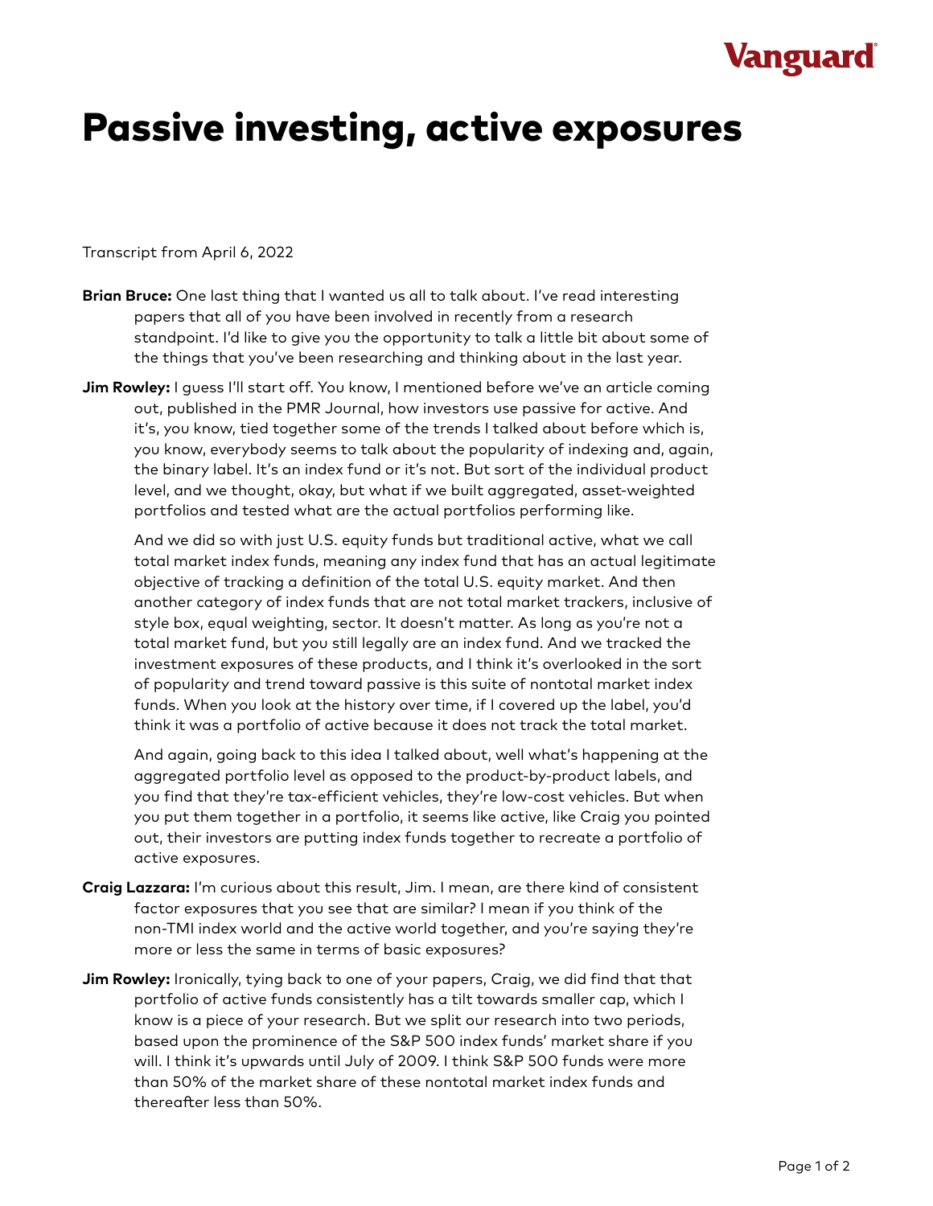# Passive investing, active exposures

Transcript from April 6, 2022

**Brian Bruce:** One last thing that I wanted us all to talk about. I've read interesting papers that all of you have been involved in recently from a research standpoint. I'd like to give you the opportunity to talk a little bit about some of the things that you've been researching and thinking about in the last year.

**Jim Rowley:** I guess I'll start off. You know, I mentioned before we've an article coming out, published in the PMR Journal, how investors use passive for active. And it's, you know, tied together some of the trends I talked about before which is, you know, everybody seems to talk about the popularity of indexing and, again, the binary label. It's an index fund or it's not. But sort of the individual product level, and we thought, okay, but what if we built aggregated, asset-weighted portfolios and tested what are the actual portfolios performing like.

And we did so with just U.S. equity funds but traditional active, what we call total market index funds, meaning any index fund that has an actual legitimate objective of tracking a definition of the total U.S. equity market. And then another category of index funds that are not total market trackers, inclusive of style box, equal weighting, sector. It doesn't matter. As long as you're not a total market fund, but you still legally are an index fund. And we tracked the investment exposures of these products, and I think it's overlooked in the sort of popularity and trend toward passive is this suite of nontotal market index funds. When you look at the history over time, if I covered up the label, you'd think it was a portfolio of active because it does not track the total market.

And again, going back to this idea I talked about, well what's happening at the aggregated portfolio level as opposed to the product-by-product labels, and you find that they're tax-efficient vehicles, they're low-cost vehicles. But when you put them together in a portfolio, it seems like active, like Craig you pointed out, their investors are putting index funds together to recreate a portfolio of active exposures.

**Craig Lazzara:** I'm curious about this result, Jim. I mean, are there kind of consistent factor exposures that you see that are similar? I mean if you think of the non-TMI index world and the active world together, and you're saying they're more or less the same in terms of basic exposures?

**Jim Rowley:** Ironically, tying back to one of your papers, Craig, we did find that that portfolio of active funds consistently has a tilt towards smaller cap, which I know is a piece of your research. But we split our research into two periods, based upon the prominence of the S&P 500 index funds' market share if you will. I think it's upwards until July of 2009. I think S&P 500 funds were more than 50% of the market share of these nontotal market index funds and thereafter less than 50%.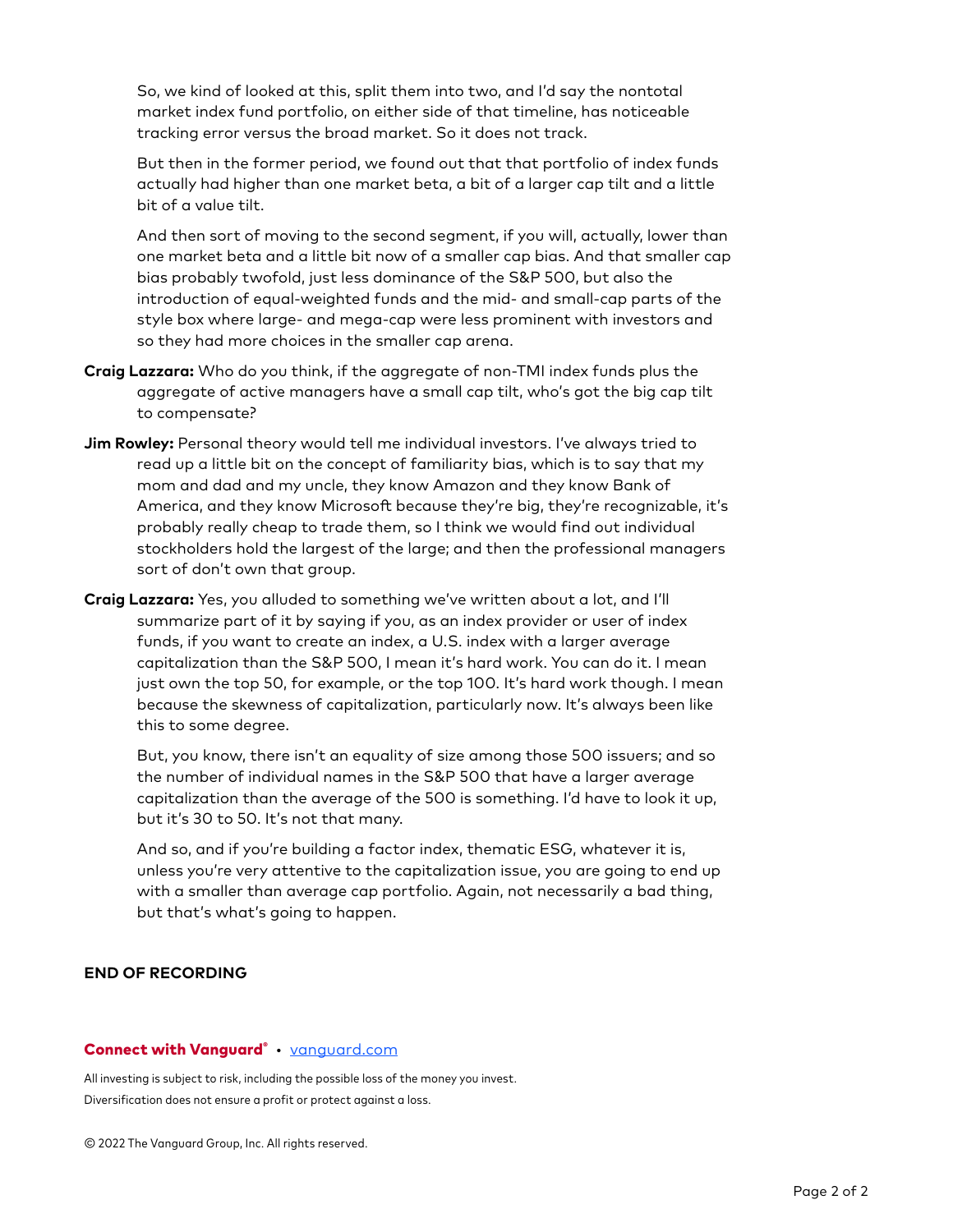So, we kind of looked at this, split them into two, and I'd say the nontotal market index fund portfolio, on either side of that timeline, has noticeable tracking error versus the broad market. So it does not track.

But then in the former period, we found out that that portfolio of index funds actually had higher than one market beta, a bit of a larger cap tilt and a little bit of a value tilt.

And then sort of moving to the second segment, if you will, actually, lower than one market beta and a little bit now of a smaller cap bias. And that smaller cap bias probably twofold, just less dominance of the S&P 500, but also the introduction of equal-weighted funds and the mid- and small-cap parts of the style box where large- and mega-cap were less prominent with investors and so they had more choices in the smaller cap arena.

**Craig Lazzara:** Who do you think, if the aggregate of non-TMI index funds plus the aggregate of active managers have a small cap tilt, who's got the big cap tilt to compensate?

**Jim Rowley:** Personal theory would tell me individual investors. I've always tried to read up a little bit on the concept of familiarity bias, which is to say that my mom and dad and my uncle, they know Amazon and they know Bank of America, and they know Microsoft because they're big, they're recognizable, it's probably really cheap to trade them, so I think we would find out individual stockholders hold the largest of the large; and then the professional managers sort of don't own that group.

**Craig Lazzara:** Yes, you alluded to something we've written about a lot, and I'll summarize part of it by saying if you, as an index provider or user of index funds, if you want to create an index, a U.S. index with a larger average capitalization than the S&P 500, I mean it's hard work. You can do it. I mean just own the top 50, for example, or the top 100. It's hard work though. I mean because the skewness of capitalization, particularly now. It's always been like this to some degree.

But, you know, there isn't an equality of size among those 500 issuers; and so the number of individual names in the S&P 500 that have a larger average capitalization than the average of the 500 is something. I'd have to look it up, but it's 30 to 50. It's not that many.

And so, and if you're building a factor index, thematic ESG, whatever it is, unless you're very attentive to the capitalization issue, you are going to end up with a smaller than average cap portfolio. Again, not necessarily a bad thing, but that's what's going to happen.

**END OF RECORDING**

**Connect with Vanguard®** • vanguard.com

All investing is subject to risk, including the possible loss of the money you invest.
Diversification does not ensure a profit or protect against a loss.

© 2022 The Vanguard Group, Inc. All rights reserved.